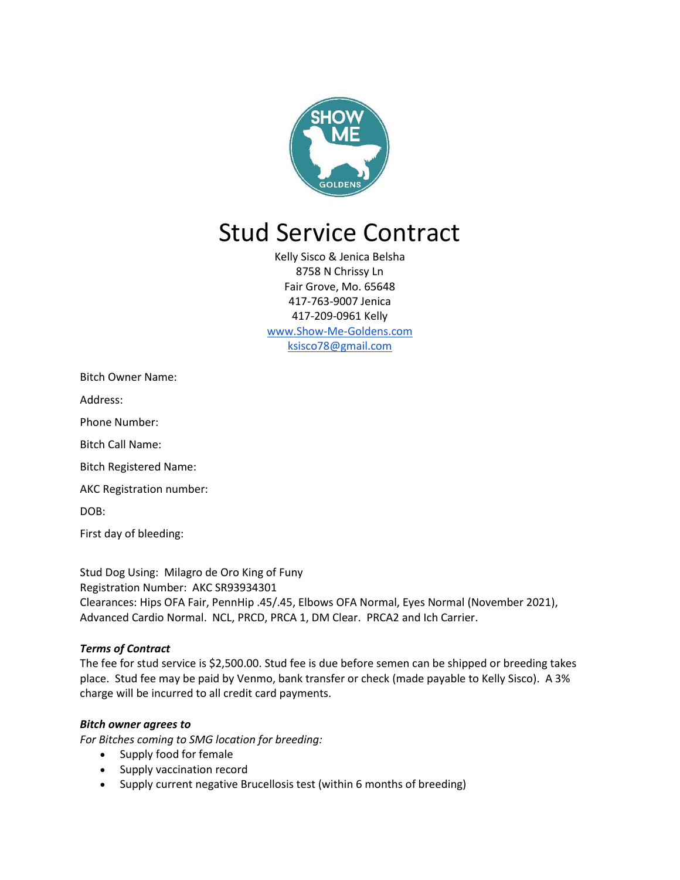# Stud Service Contract

Kelly Sisco & Jenica Belsha
8758 N Chrissy Ln
Fair Grove, Mo. 65648
417-763-9007 Jenica
417-209-0961 Kelly
www.Show-Me-Goldens.com
ksisco78@gmail.com

Bitch Owner Name:

Address:

Phone Number:

Bitch Call Name:

Bitch Registered Name:

AKC Registration number:

DOB:

First day of bleeding:

Stud Dog Using: Milagro de Oro King of Funy
Registration Number: AKC SR93934301
Clearances: Hips OFA Fair, PennHip .45/.45, Elbows OFA Normal, Eyes Normal (November 2021), Advanced Cardio Normal. NCL, PRCD, PRCA 1, DM Clear. PRCA2 and Ich Carrier.

***Terms of Contract***

The fee for stud service is $2,500.00. Stud fee is due before semen can be shipped or breeding takes place. Stud fee may be paid by Venmo, bank transfer or check (made payable to Kelly Sisco). A 3% charge will be incurred to all credit card payments.

***Bitch owner agrees to***

*For Bitches coming to SMG location for breeding:*

- Supply food for female
- Supply vaccination record
- Supply current negative Brucellosis test (within 6 months of breeding)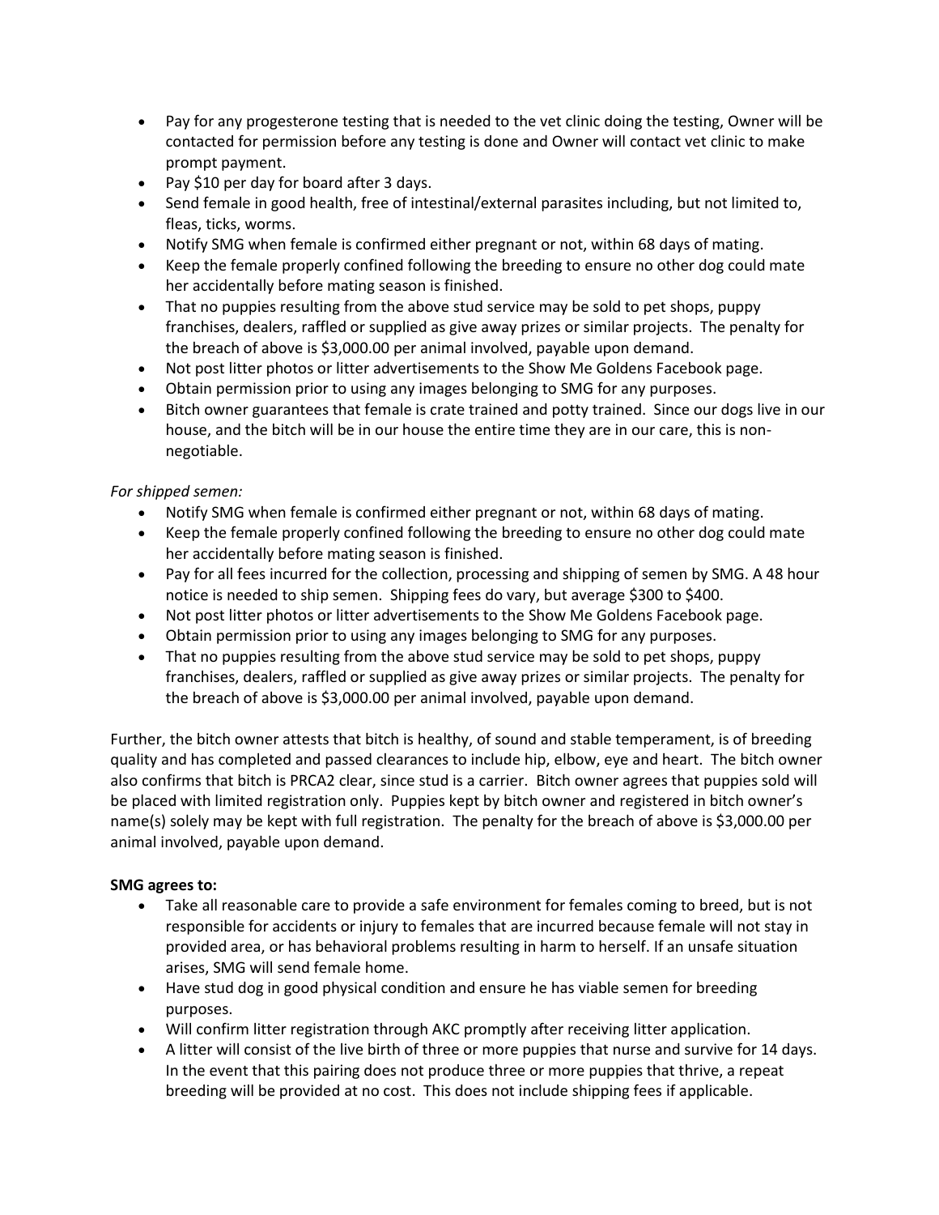- Pay for any progesterone testing that is needed to the vet clinic doing the testing, Owner will be contacted for permission before any testing is done and Owner will contact vet clinic to make prompt payment.
- Pay $10 per day for board after 3 days.
- Send female in good health, free of intestinal/external parasites including, but not limited to, fleas, ticks, worms.
- Notify SMG when female is confirmed either pregnant or not, within 68 days of mating.
- Keep the female properly confined following the breeding to ensure no other dog could mate her accidentally before mating season is finished.
- That no puppies resulting from the above stud service may be sold to pet shops, puppy franchises, dealers, raffled or supplied as give away prizes or similar projects. The penalty for the breach of above is $3,000.00 per animal involved, payable upon demand.
- Not post litter photos or litter advertisements to the Show Me Goldens Facebook page.
- Obtain permission prior to using any images belonging to SMG for any purposes.
- Bitch owner guarantees that female is crate trained and potty trained. Since our dogs live in our house, and the bitch will be in our house the entire time they are in our care, this is non-negotiable.

*For shipped semen:*

- Notify SMG when female is confirmed either pregnant or not, within 68 days of mating.
- Keep the female properly confined following the breeding to ensure no other dog could mate her accidentally before mating season is finished.
- Pay for all fees incurred for the collection, processing and shipping of semen by SMG. A 48 hour notice is needed to ship semen. Shipping fees do vary, but average $300 to $400.
- Not post litter photos or litter advertisements to the Show Me Goldens Facebook page.
- Obtain permission prior to using any images belonging to SMG for any purposes.
- That no puppies resulting from the above stud service may be sold to pet shops, puppy franchises, dealers, raffled or supplied as give away prizes or similar projects. The penalty for the breach of above is $3,000.00 per animal involved, payable upon demand.

Further, the bitch owner attests that bitch is healthy, of sound and stable temperament, is of breeding quality and has completed and passed clearances to include hip, elbow, eye and heart. The bitch owner also confirms that bitch is PRCA2 clear, since stud is a carrier. Bitch owner agrees that puppies sold will be placed with limited registration only. Puppies kept by bitch owner and registered in bitch owner's name(s) solely may be kept with full registration. The penalty for the breach of above is $3,000.00 per animal involved, payable upon demand.

**SMG agrees to:**

- Take all reasonable care to provide a safe environment for females coming to breed, but is not responsible for accidents or injury to females that are incurred because female will not stay in provided area, or has behavioral problems resulting in harm to herself. If an unsafe situation arises, SMG will send female home.
- Have stud dog in good physical condition and ensure he has viable semen for breeding purposes.
- Will confirm litter registration through AKC promptly after receiving litter application.
- A litter will consist of the live birth of three or more puppies that nurse and survive for 14 days. In the event that this pairing does not produce three or more puppies that thrive, a repeat breeding will be provided at no cost. This does not include shipping fees if applicable.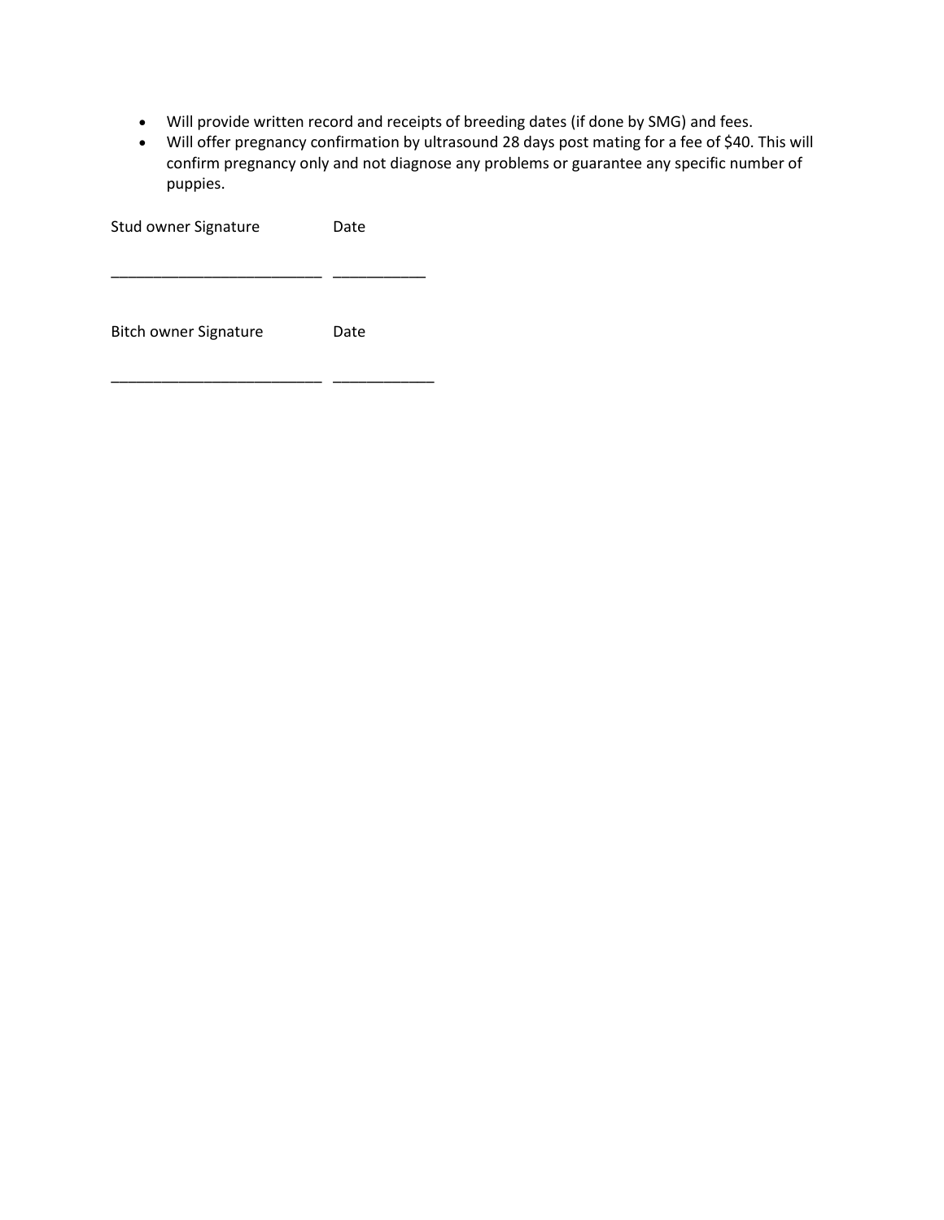- Will provide written record and receipts of breeding dates (if done by SMG) and fees.
- Will offer pregnancy confirmation by ultrasound 28 days post mating for a fee of $40. This will confirm pregnancy only and not diagnose any problems or guarantee any specific number of puppies.

Stud owner Signature Date

_________________________ ___________

Bitch owner Signature Date

_________________________ ____________